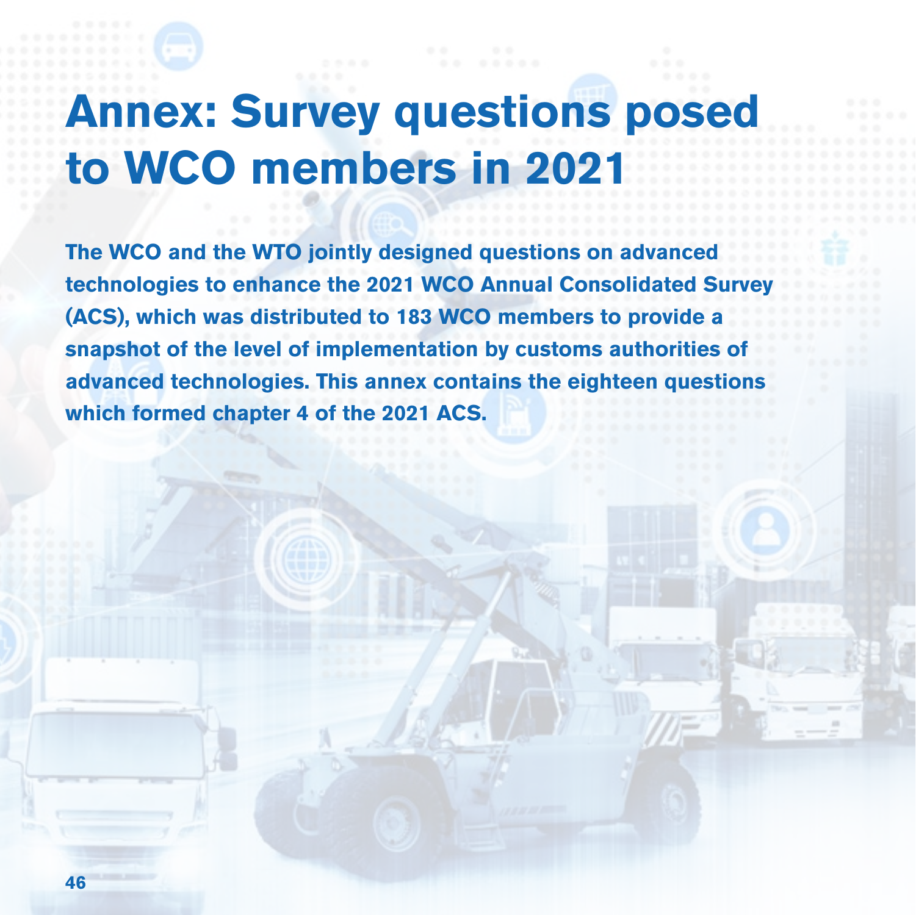# Annex: Survey questions posed to WCO members in 2021

**The WCO and the WTO jointly designed questions on advanced technologies to enhance the 2021 WCO Annual Consolidated Survey (ACS), which was distributed to 183 WCO members to provide a snapshot of the level of implementation by customs authorities of advanced technologies. This annex contains the eighteen questions which formed chapter 4 of the 2021 ACS.**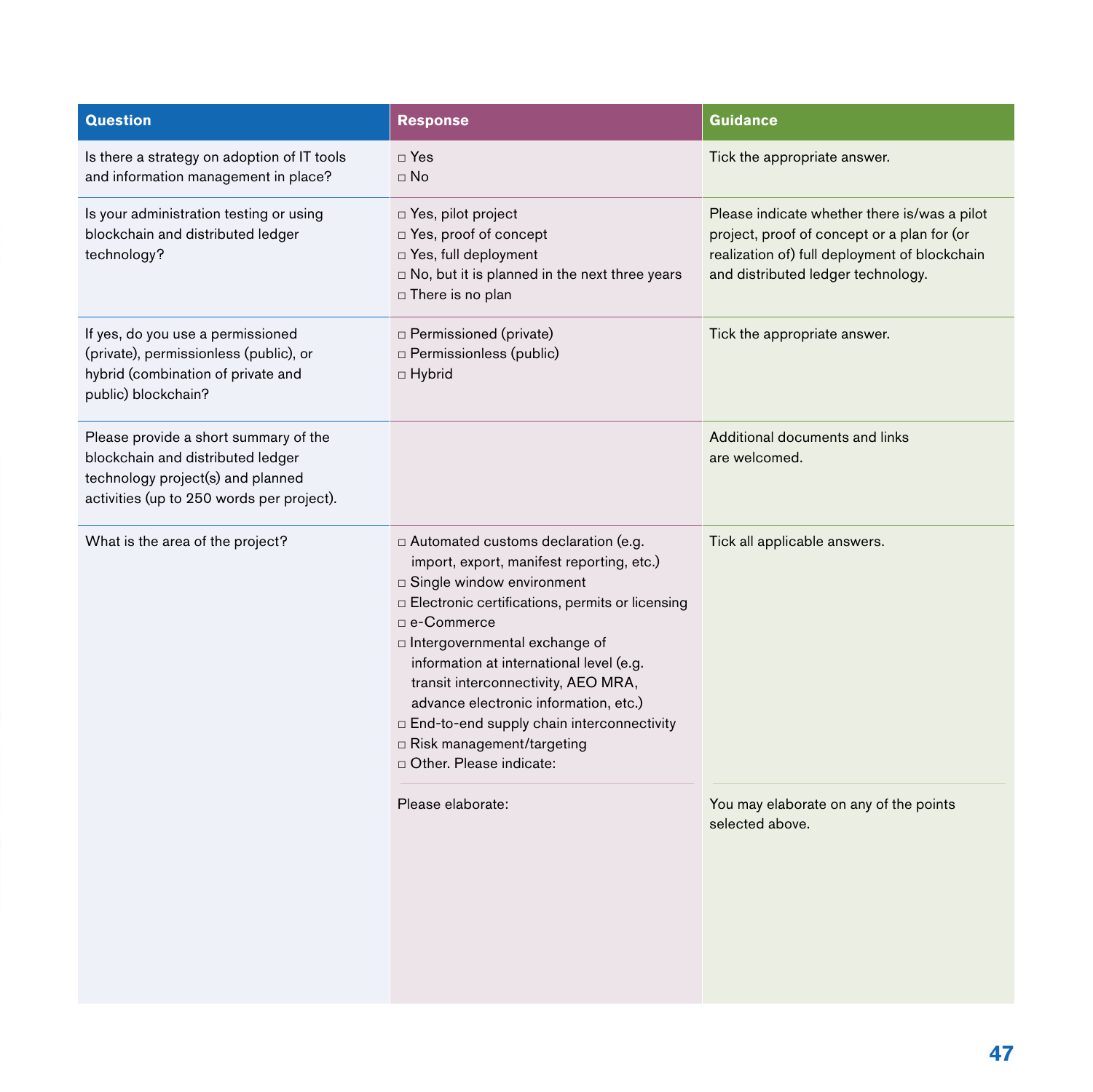| Question | Response | Guidance |
|---|---|---|
| Is there a strategy on adoption of IT tools and information management in place? | □ Yes<br>□ No | Tick the appropriate answer. |
| Is your administration testing or using blockchain and distributed ledger technology? | □ Yes, pilot project<br>□ Yes, proof of concept<br>□ Yes, full deployment<br>□ No, but it is planned in the next three years<br>□ There is no plan | Please indicate whether there is/was a pilot project, proof of concept or a plan for (or realization of) full deployment of blockchain and distributed ledger technology. |
| If yes, do you use a permissioned (private), permissionless (public), or hybrid (combination of private and public) blockchain? | □ Permissioned (private)<br>□ Permissionless (public)<br>□ Hybrid | Tick the appropriate answer. |
| Please provide a short summary of the blockchain and distributed ledger technology project(s) and planned activities (up to 250 words per project). | | Additional documents and links are welcomed. |
| What is the area of the project? | □ Automated customs declaration (e.g. import, export, manifest reporting, etc.)<br>□ Single window environment<br>□ Electronic certifications, permits or licensing<br>□ e-Commerce<br>□ Intergovernmental exchange of information at international level (e.g. transit interconnectivity, AEO MRA, advance electronic information, etc.)<br>□ End-to-end supply chain interconnectivity<br>□ Risk management/targeting<br>□ Other. Please indicate: | Tick all applicable answers. |
| | Please elaborate: | You may elaborate on any of the points selected above. |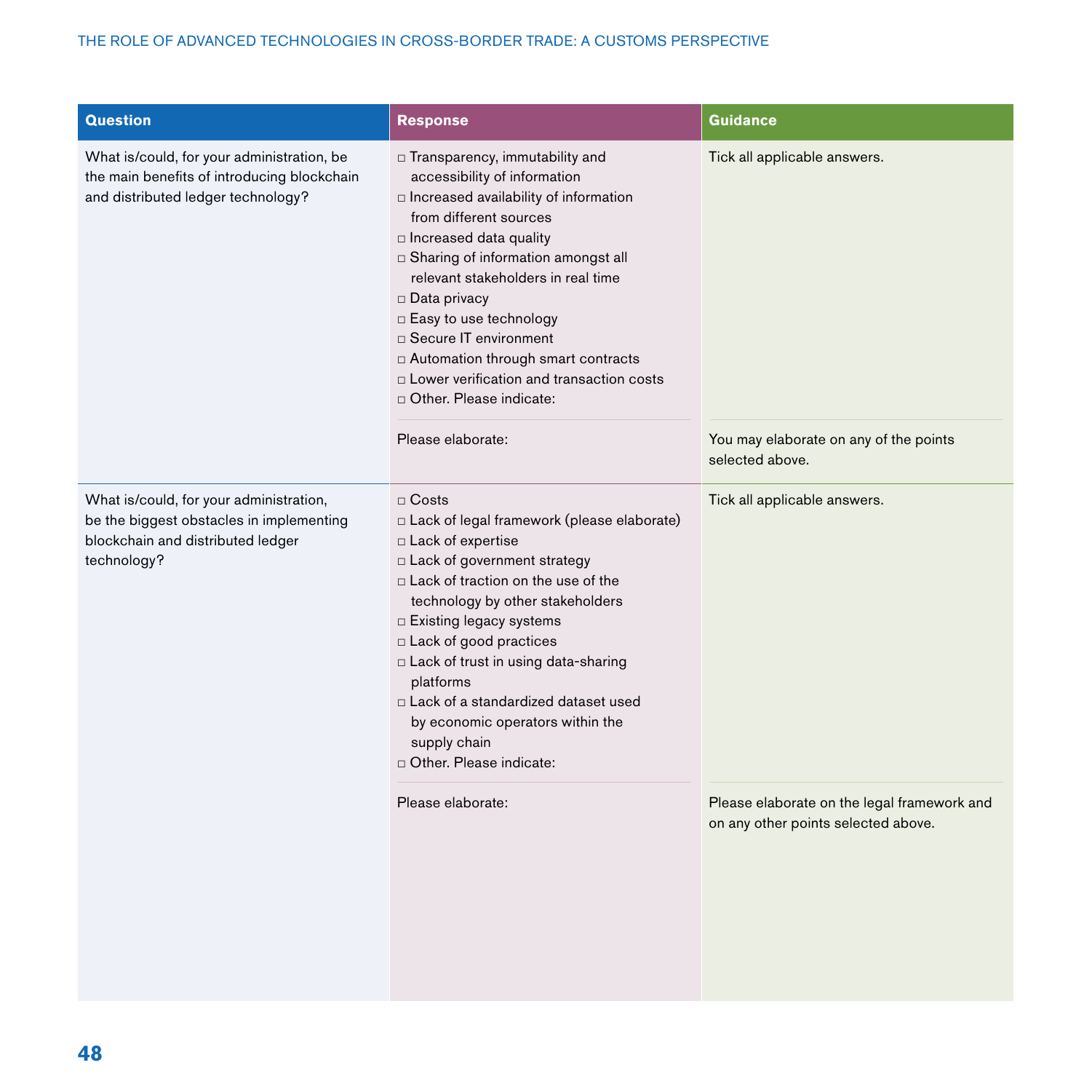| Question | Response | Guidance |
| --- | --- | --- |
| What is/could, for your administration, be the main benefits of introducing blockchain and distributed ledger technology? | □ Transparency, immutability and accessibility of information<br>□ Increased availability of information from different sources<br>□ Increased data quality<br>□ Sharing of information amongst all relevant stakeholders in real time<br>□ Data privacy<br>□ Easy to use technology<br>□ Secure IT environment<br>□ Automation through smart contracts<br>□ Lower verification and transaction costs<br>□ Other. Please indicate: | Tick all applicable answers. |
| | Please elaborate: | You may elaborate on any of the points selected above. |
| What is/could, for your administration, be the biggest obstacles in implementing blockchain and distributed ledger technology? | □ Costs<br>□ Lack of legal framework (please elaborate)<br>□ Lack of expertise<br>□ Lack of government strategy<br>□ Lack of traction on the use of the technology by other stakeholders<br>□ Existing legacy systems<br>□ Lack of good practices<br>□ Lack of trust in using data-sharing platforms<br>□ Lack of a standardized dataset used by economic operators within the supply chain<br>□ Other. Please indicate: | Tick all applicable answers. |
| | Please elaborate: | Please elaborate on the legal framework and on any other points selected above. |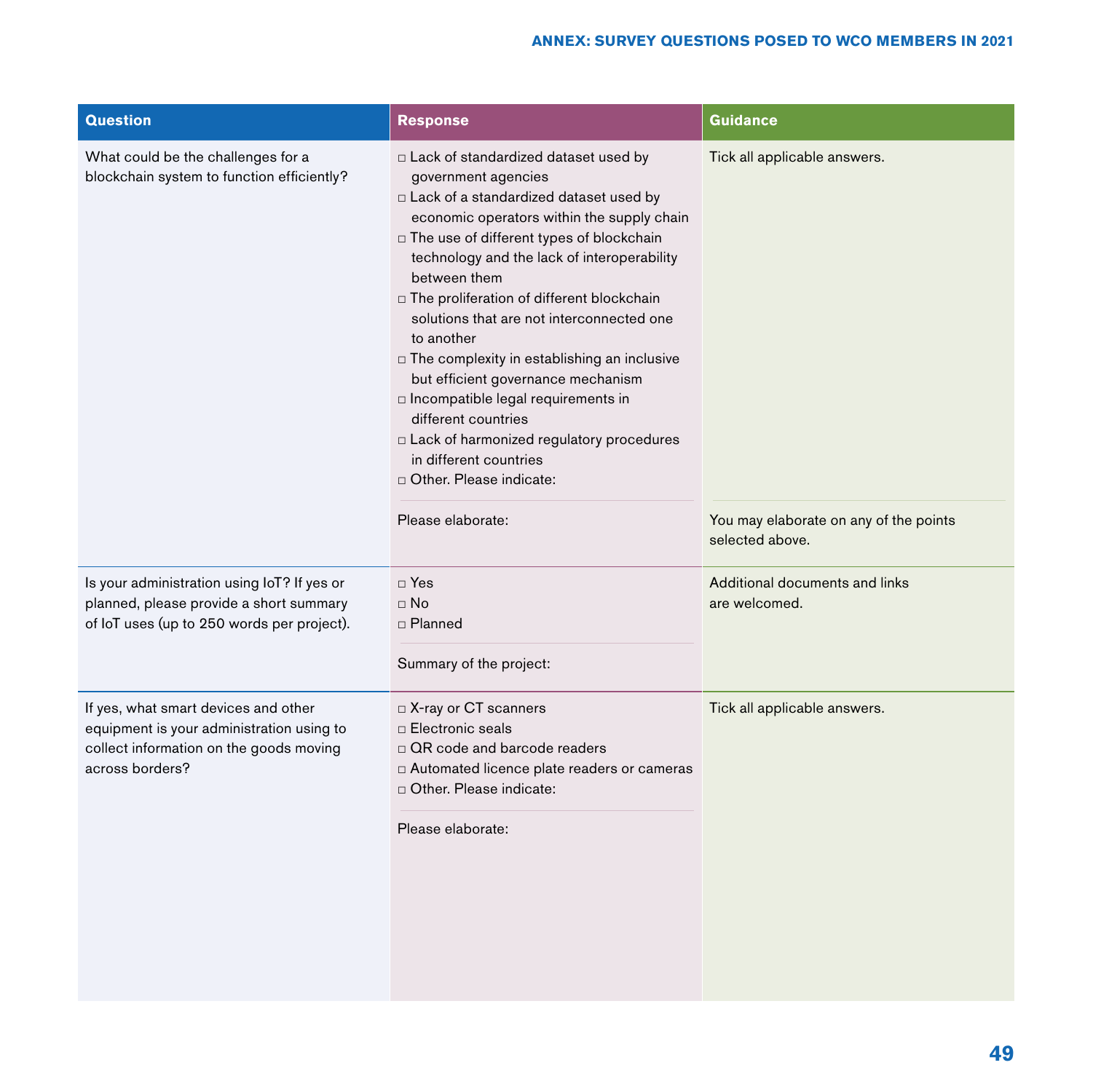| Question | Response | Guidance |
|---|---|---|
| What could be the challenges for a blockchain system to function efficiently? | □ Lack of standardized dataset used by government agencies<br>□ Lack of a standardized dataset used by economic operators within the supply chain<br>□ The use of different types of blockchain technology and the lack of interoperability between them<br>□ The proliferation of different blockchain solutions that are not interconnected one to another<br>□ The complexity in establishing an inclusive but efficient governance mechanism<br>□ Incompatible legal requirements in different countries<br>□ Lack of harmonized regulatory procedures in different countries<br>□ Other. Please indicate: | Tick all applicable answers. |
| | Please elaborate: | You may elaborate on any of the points selected above. |
| Is your administration using IoT? If yes or planned, please provide a short summary of IoT uses (up to 250 words per project). | □ Yes<br>□ No<br>□ Planned | Additional documents and links are welcomed. |
| | Summary of the project: | |
| If yes, what smart devices and other equipment is your administration using to collect information on the goods moving across borders? | □ X-ray or CT scanners<br>□ Electronic seals<br>□ QR code and barcode readers<br>□ Automated licence plate readers or cameras<br>□ Other. Please indicate: | Tick all applicable answers. |
| | Please elaborate: | |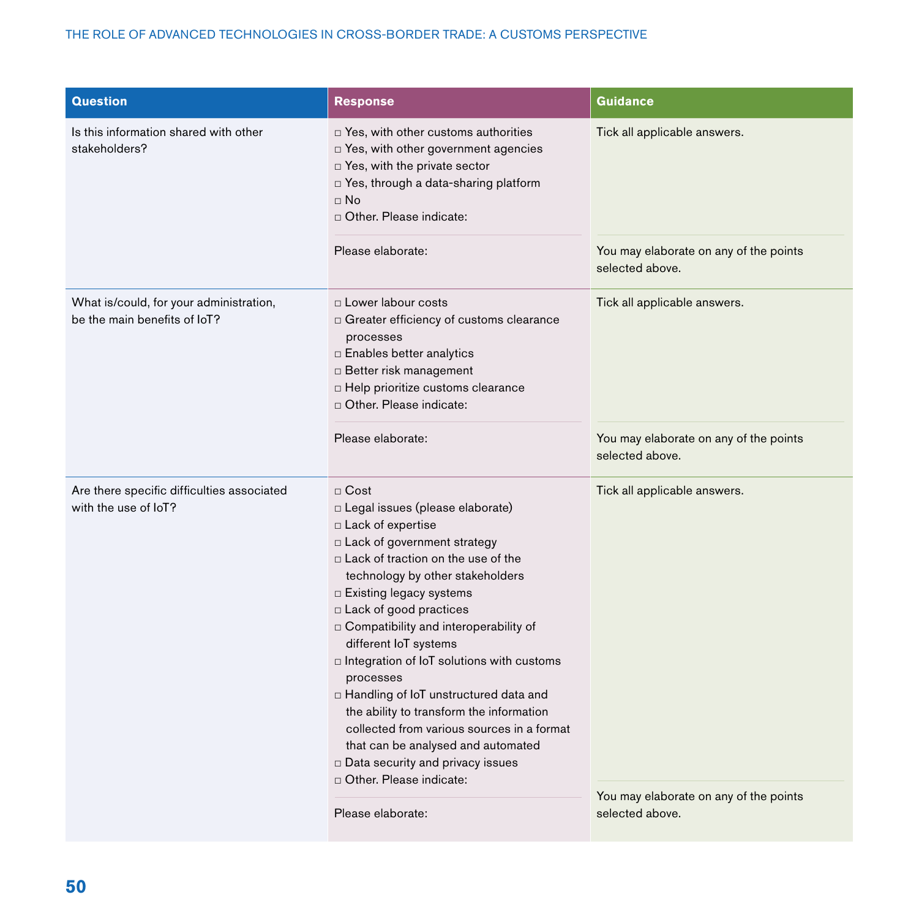| Question | Response | Guidance |
|---|---|---|
| Is this information shared with other stakeholders? | □ Yes, with other customs authorities<br>□ Yes, with other government agencies<br>□ Yes, with the private sector<br>□ Yes, through a data-sharing platform<br>□ No<br>□ Other. Please indicate: | Tick all applicable answers. |
| | Please elaborate: | You may elaborate on any of the points selected above. |
| What is/could, for your administration, be the main benefits of IoT? | □ Lower labour costs<br>□ Greater efficiency of customs clearance processes<br>□ Enables better analytics<br>□ Better risk management<br>□ Help prioritize customs clearance<br>□ Other. Please indicate: | Tick all applicable answers. |
| | Please elaborate: | You may elaborate on any of the points selected above. |
| Are there specific difficulties associated with the use of IoT? | □ Cost<br>□ Legal issues (please elaborate)<br>□ Lack of expertise<br>□ Lack of government strategy<br>□ Lack of traction on the use of the technology by other stakeholders<br>□ Existing legacy systems<br>□ Lack of good practices<br>□ Compatibility and interoperability of different IoT systems<br>□ Integration of IoT solutions with customs processes<br>□ Handling of IoT unstructured data and the ability to transform the information collected from various sources in a format that can be analysed and automated<br>□ Data security and privacy issues<br>□ Other. Please indicate: | Tick all applicable answers. |
| | Please elaborate: | You may elaborate on any of the points selected above. |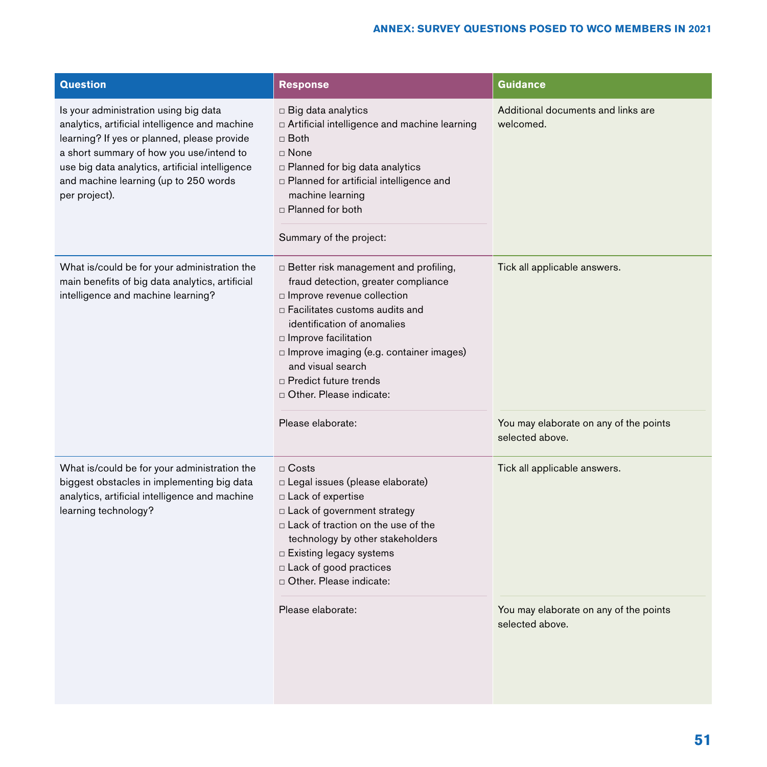| Question | Response | Guidance |
|---|---|---|
| Is your administration using big data analytics, artificial intelligence and machine learning? If yes or planned, please provide a short summary of how you use/intend to use big data analytics, artificial intelligence and machine learning (up to 250 words per project). | □ Big data analytics<br>□ Artificial intelligence and machine learning<br>□ Both<br>□ None<br>□ Planned for big data analytics<br>□ Planned for artificial intelligence and machine learning<br>□ Planned for both<br><br>Summary of the project: | Additional documents and links are welcomed. |
| What is/could be for your administration the main benefits of big data analytics, artificial intelligence and machine learning? | □ Better risk management and profiling, fraud detection, greater compliance<br>□ Improve revenue collection<br>□ Facilitates customs audits and identification of anomalies<br>□ Improve facilitation<br>□ Improve imaging (e.g. container images) and visual search<br>□ Predict future trends<br>□ Other. Please indicate:<br><br>Please elaborate: | Tick all applicable answers.<br><br>You may elaborate on any of the points selected above. |
| What is/could be for your administration the biggest obstacles in implementing big data analytics, artificial intelligence and machine learning technology? | □ Costs<br>□ Legal issues (please elaborate)<br>□ Lack of expertise<br>□ Lack of government strategy<br>□ Lack of traction on the use of the technology by other stakeholders<br>□ Existing legacy systems<br>□ Lack of good practices<br>□ Other. Please indicate:<br><br>Please elaborate: | Tick all applicable answers.<br><br>You may elaborate on any of the points selected above. |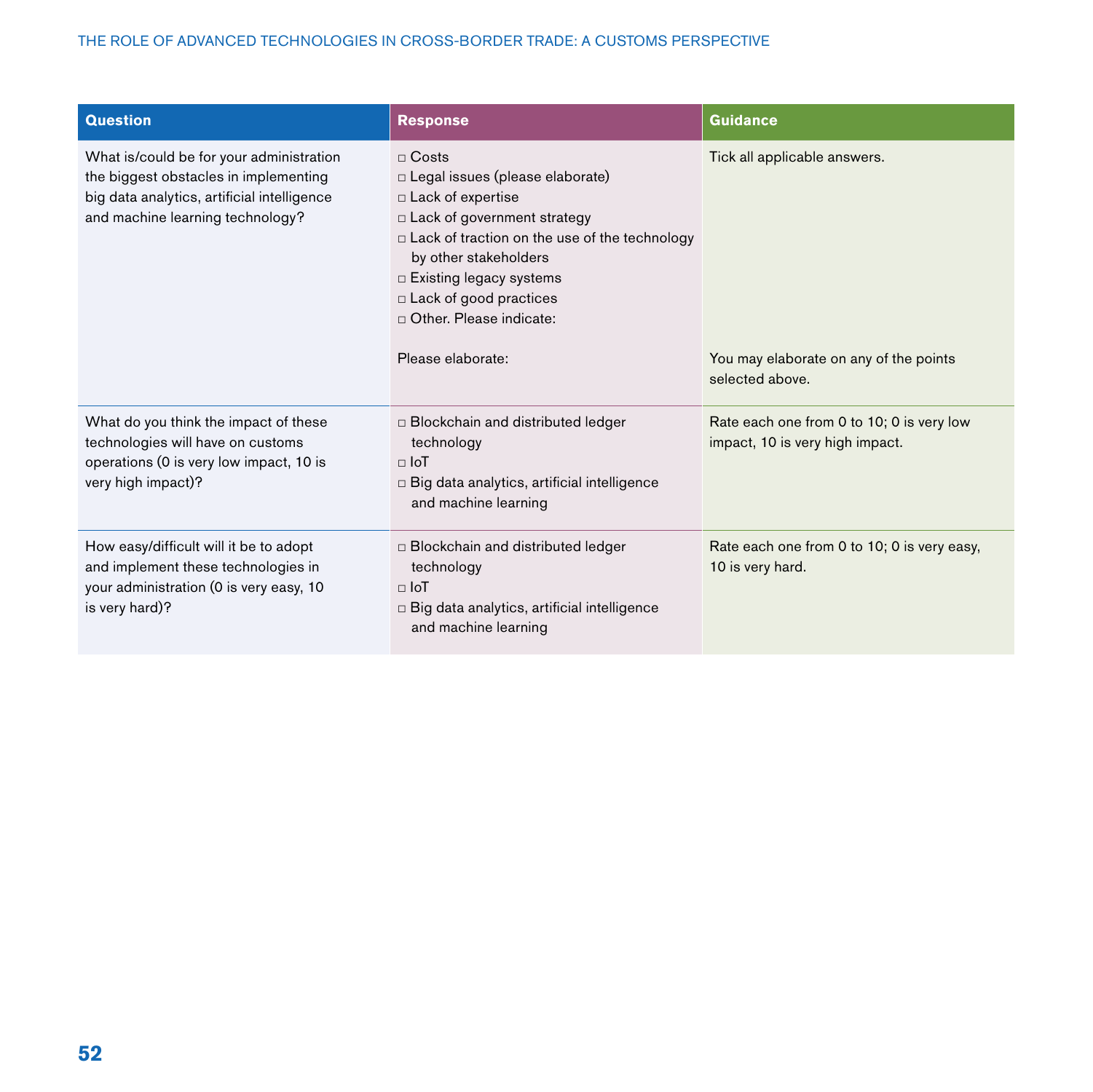| Question | Response | Guidance |
|---|---|---|
| What is/could be for your administration the biggest obstacles in implementing big data analytics, artificial intelligence and machine learning technology? | □ Costs<br>□ Legal issues (please elaborate)<br>□ Lack of expertise<br>□ Lack of government strategy<br>□ Lack of traction on the use of the technology by other stakeholders<br>□ Existing legacy systems<br>□ Lack of good practices<br>□ Other. Please indicate:<br><br>Please elaborate: | Tick all applicable answers.<br><br>You may elaborate on any of the points selected above. |
| What do you think the impact of these technologies will have on customs operations (0 is very low impact, 10 is very high impact)? | □ Blockchain and distributed ledger technology<br>□ IoT<br>□ Big data analytics, artificial intelligence and machine learning | Rate each one from 0 to 10; 0 is very low impact, 10 is very high impact. |
| How easy/difficult will it be to adopt and implement these technologies in your administration (0 is very easy, 10 is very hard)? | □ Blockchain and distributed ledger technology<br>□ IoT<br>□ Big data analytics, artificial intelligence and machine learning | Rate each one from 0 to 10; 0 is very easy, 10 is very hard. |